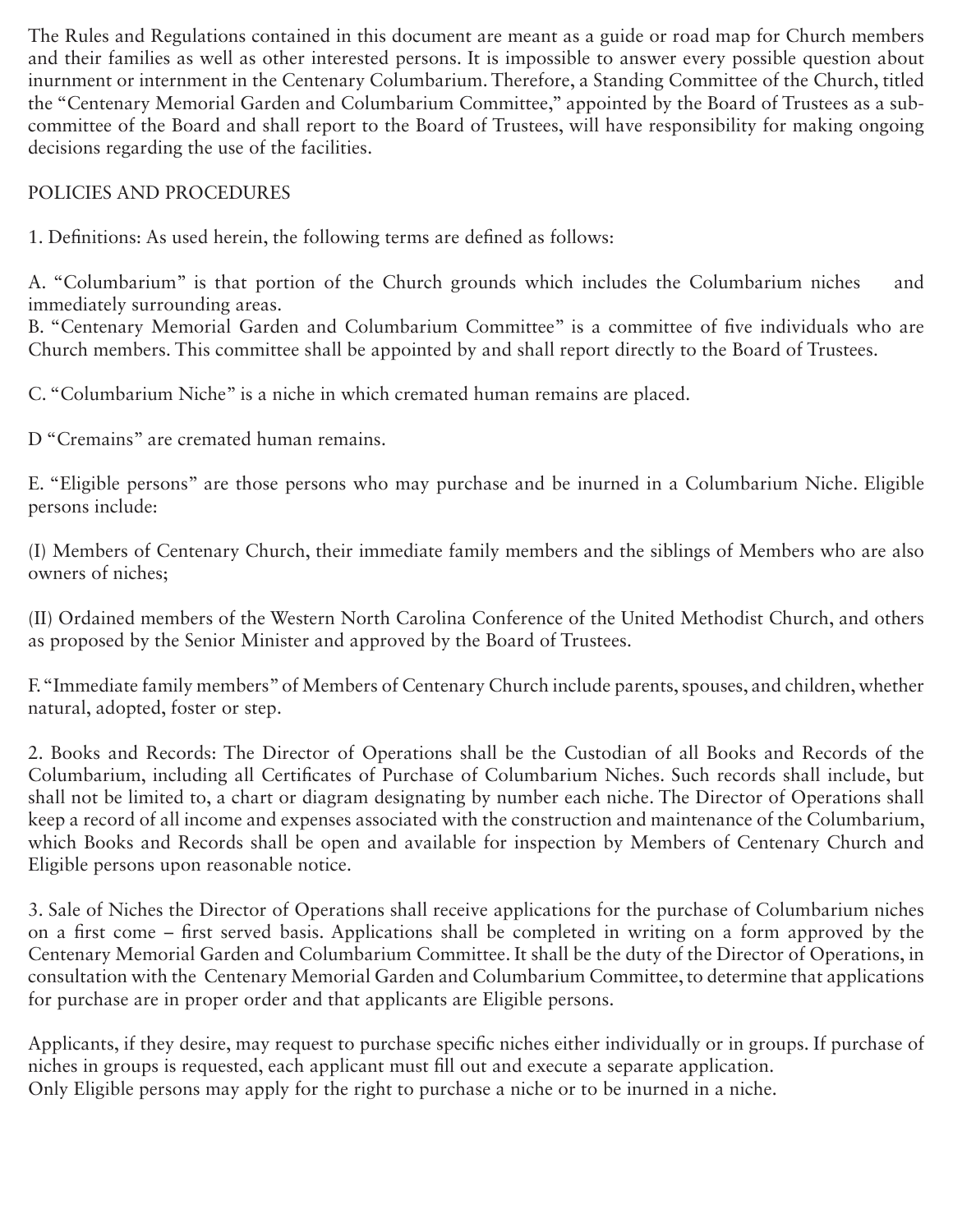The Rules and Regulations contained in this document are meant as a guide or road map for Church members and their families as well as other interested persons. It is impossible to answer every possible question about inurnment or internment in the Centenary Columbarium. Therefore, a Standing Committee of the Church, titled the "Centenary Memorial Garden and Columbarium Committee," appointed by the Board of Trustees as a sub-committee of the Board and shall report to the Board of Trustees, will have responsibility for making ongoing decisions regarding the use of the facilities.

## POLICIES AND PROCEDURES

1. Definitions: As used herein, the following terms are defined as follows:

A. "Columbarium" is that portion of the Church grounds which includes the Columbarium niches and immediately surrounding areas.
B. "Centenary Memorial Garden and Columbarium Committee" is a committee of five individuals who are Church members. This committee shall be appointed by and shall report directly to the Board of Trustees.

C. "Columbarium Niche" is a niche in which cremated human remains are placed.

D "Cremains" are cremated human remains.

E. "Eligible persons" are those persons who may purchase and be inurned in a Columbarium Niche. Eligible persons include:

(I) Members of Centenary Church, their immediate family members and the siblings of Members who are also owners of niches;

(II) Ordained members of the Western North Carolina Conference of the United Methodist Church, and others as proposed by the Senior Minister and approved by the Board of Trustees.

F. "Immediate family members" of Members of Centenary Church include parents, spouses, and children, whether natural, adopted, foster or step.

2. Books and Records: The Director of Operations shall be the Custodian of all Books and Records of the Columbarium, including all Certificates of Purchase of Columbarium Niches. Such records shall include, but shall not be limited to, a chart or diagram designating by number each niche. The Director of Operations shall keep a record of all income and expenses associated with the construction and maintenance of the Columbarium, which Books and Records shall be open and available for inspection by Members of Centenary Church and Eligible persons upon reasonable notice.

3. Sale of Niches the Director of Operations shall receive applications for the purchase of Columbarium niches on a first come – first served basis. Applications shall be completed in writing on a form approved by the Centenary Memorial Garden and Columbarium Committee. It shall be the duty of the Director of Operations, in consultation with the Centenary Memorial Garden and Columbarium Committee, to determine that applications for purchase are in proper order and that applicants are Eligible persons.

Applicants, if they desire, may request to purchase specific niches either individually or in groups. If purchase of niches in groups is requested, each applicant must fill out and execute a separate application.
Only Eligible persons may apply for the right to purchase a niche or to be inurned in a niche.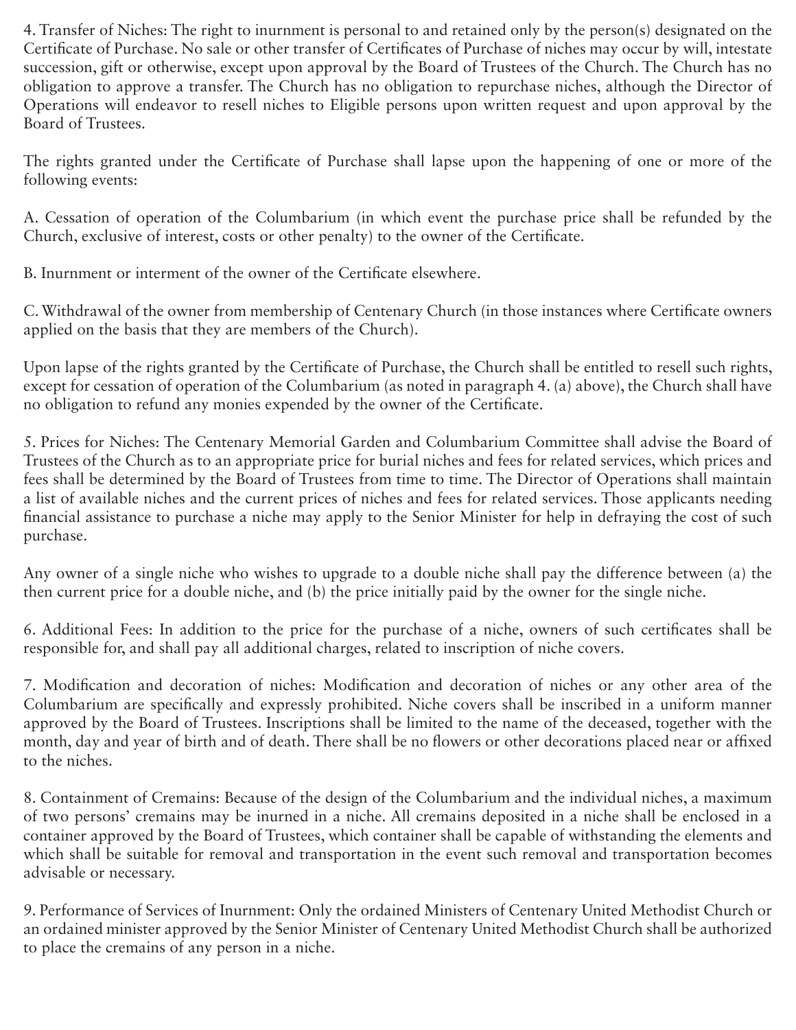4. Transfer of Niches: The right to inurnment is personal to and retained only by the person(s) designated on the Certificate of Purchase. No sale or other transfer of Certificates of Purchase of niches may occur by will, intestate succession, gift or otherwise, except upon approval by the Board of Trustees of the Church. The Church has no obligation to approve a transfer. The Church has no obligation to repurchase niches, although the Director of Operations will endeavor to resell niches to Eligible persons upon written request and upon approval by the Board of Trustees.

The rights granted under the Certificate of Purchase shall lapse upon the happening of one or more of the following events:

A. Cessation of operation of the Columbarium (in which event the purchase price shall be refunded by the Church, exclusive of interest, costs or other penalty) to the owner of the Certificate.

B. Inurnment or interment of the owner of the Certificate elsewhere.

C. Withdrawal of the owner from membership of Centenary Church (in those instances where Certificate owners applied on the basis that they are members of the Church).

Upon lapse of the rights granted by the Certificate of Purchase, the Church shall be entitled to resell such rights, except for cessation of operation of the Columbarium (as noted in paragraph 4. (a) above), the Church shall have no obligation to refund any monies expended by the owner of the Certificate.

5. Prices for Niches: The Centenary Memorial Garden and Columbarium Committee shall advise the Board of Trustees of the Church as to an appropriate price for burial niches and fees for related services, which prices and fees shall be determined by the Board of Trustees from time to time. The Director of Operations shall maintain a list of available niches and the current prices of niches and fees for related services. Those applicants needing financial assistance to purchase a niche may apply to the Senior Minister for help in defraying the cost of such purchase.

Any owner of a single niche who wishes to upgrade to a double niche shall pay the difference between (a) the then current price for a double niche, and (b) the price initially paid by the owner for the single niche.

6. Additional Fees: In addition to the price for the purchase of a niche, owners of such certificates shall be responsible for, and shall pay all additional charges, related to inscription of niche covers.

7. Modification and decoration of niches: Modification and decoration of niches or any other area of the Columbarium are specifically and expressly prohibited. Niche covers shall be inscribed in a uniform manner approved by the Board of Trustees. Inscriptions shall be limited to the name of the deceased, together with the month, day and year of birth and of death. There shall be no flowers or other decorations placed near or affixed to the niches.

8. Containment of Cremains: Because of the design of the Columbarium and the individual niches, a maximum of two persons' cremains may be inurned in a niche. All cremains deposited in a niche shall be enclosed in a container approved by the Board of Trustees, which container shall be capable of withstanding the elements and which shall be suitable for removal and transportation in the event such removal and transportation becomes advisable or necessary.

9. Performance of Services of Inurnment: Only the ordained Ministers of Centenary United Methodist Church or an ordained minister approved by the Senior Minister of Centenary United Methodist Church shall be authorized to place the cremains of any person in a niche.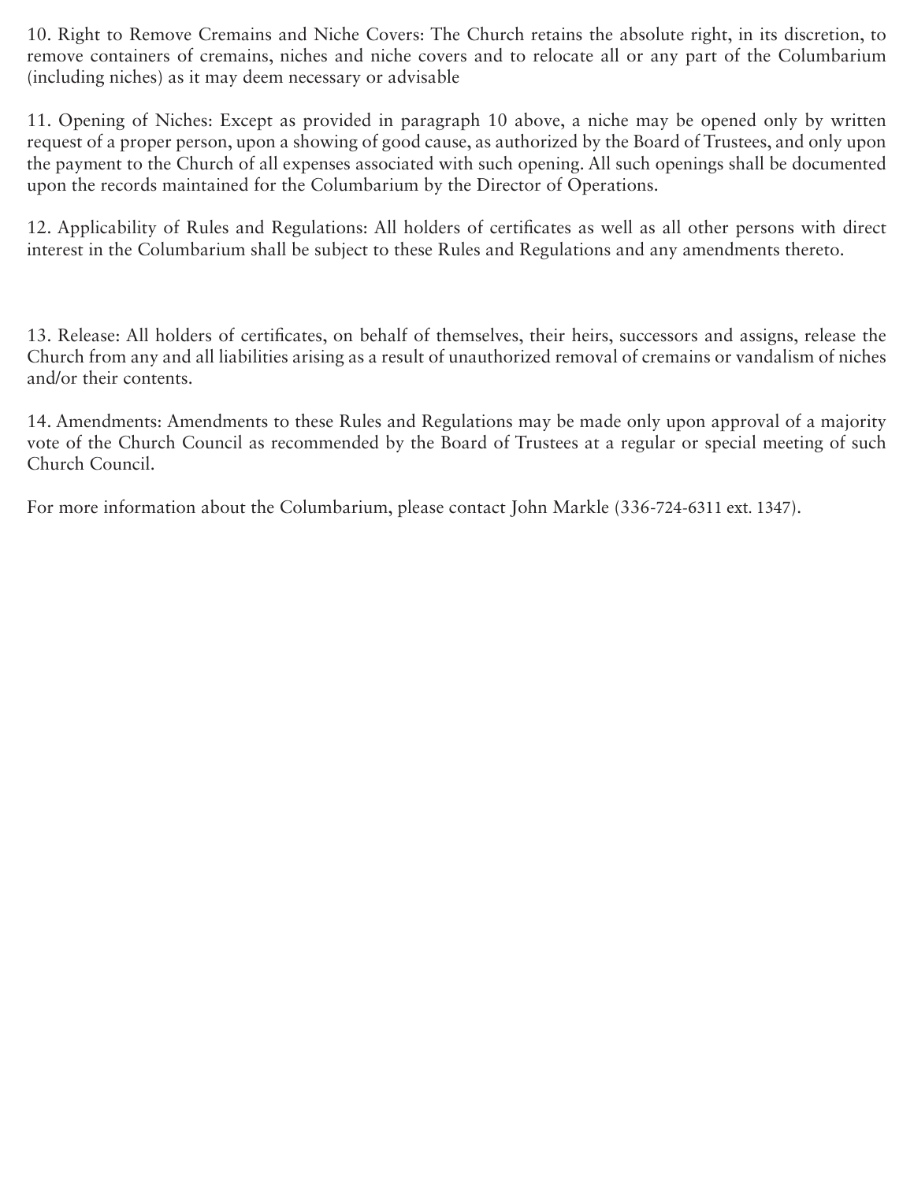10. Right to Remove Cremains and Niche Covers: The Church retains the absolute right, in its discretion, to remove containers of cremains, niches and niche covers and to relocate all or any part of the Columbarium (including niches) as it may deem necessary or advisable

11. Opening of Niches: Except as provided in paragraph 10 above, a niche may be opened only by written request of a proper person, upon a showing of good cause, as authorized by the Board of Trustees, and only upon the payment to the Church of all expenses associated with such opening. All such openings shall be documented upon the records maintained for the Columbarium by the Director of Operations.

12. Applicability of Rules and Regulations: All holders of certificates as well as all other persons with direct interest in the Columbarium shall be subject to these Rules and Regulations and any amendments thereto.

13. Release: All holders of certificates, on behalf of themselves, their heirs, successors and assigns, release the Church from any and all liabilities arising as a result of unauthorized removal of cremains or vandalism of niches and/or their contents.

14. Amendments: Amendments to these Rules and Regulations may be made only upon approval of a majority vote of the Church Council as recommended by the Board of Trustees at a regular or special meeting of such Church Council.

For more information about the Columbarium, please contact John Markle (336-724-6311 ext. 1347).